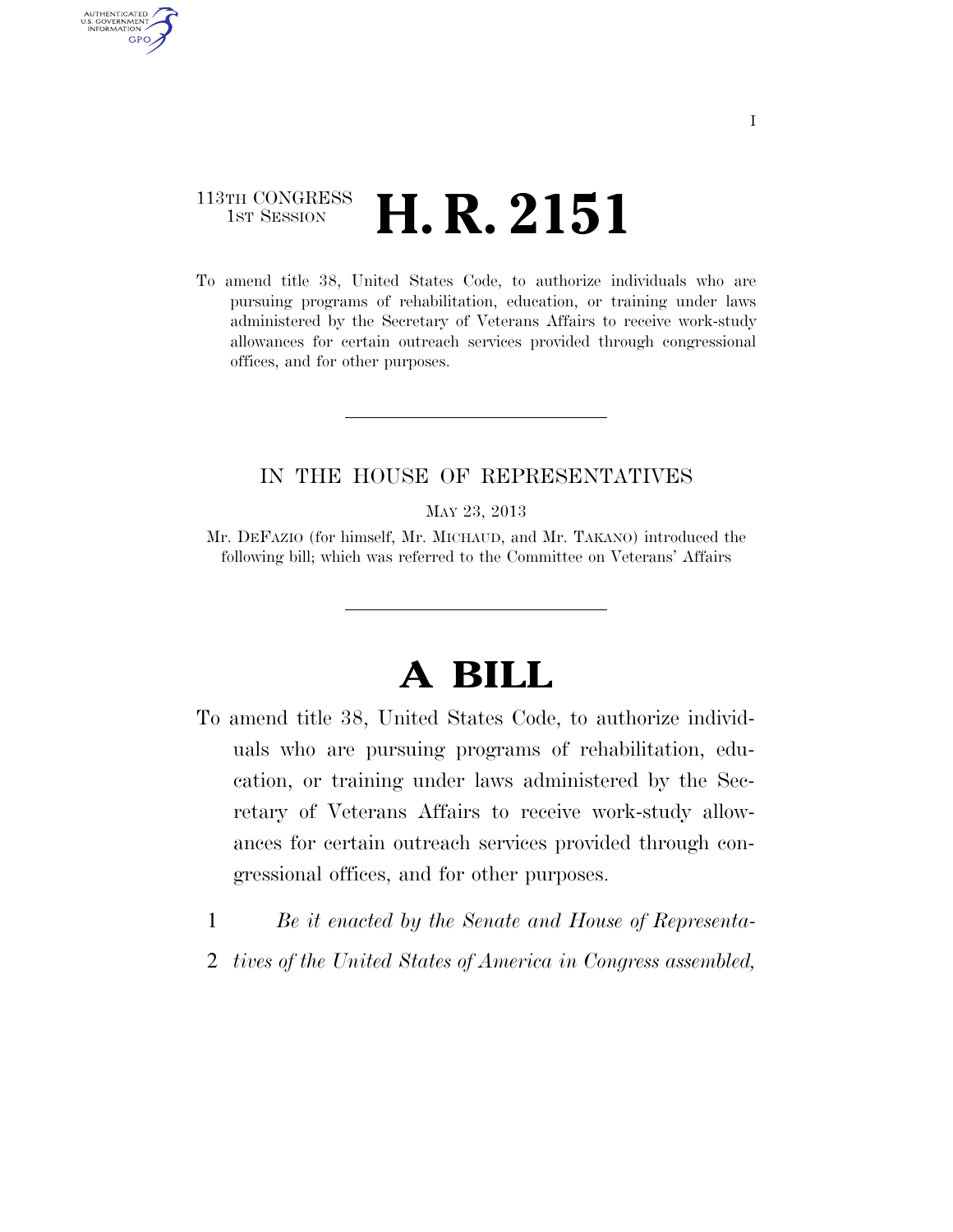113TH CONGRESS
1ST SESSION

# H. R. 2151

To amend title 38, United States Code, to authorize individuals who are pursuing programs of rehabilitation, education, or training under laws administered by the Secretary of Veterans Affairs to receive work-study allowances for certain outreach services provided through congressional offices, and for other purposes.

---

IN THE HOUSE OF REPRESENTATIVES

MAY 23, 2013

Mr. DEFAZIO (for himself, Mr. MICHAUD, and Mr. TAKANO) introduced the following bill; which was referred to the Committee on Veterans' Affairs

---

# A BILL

To amend title 38, United States Code, to authorize individuals who are pursuing programs of rehabilitation, education, or training under laws administered by the Secretary of Veterans Affairs to receive work-study allowances for certain outreach services provided through congressional offices, and for other purposes.

1 *Be it enacted by the Senate and House of Representa-*
2 *tives of the United States of America in Congress assembled,*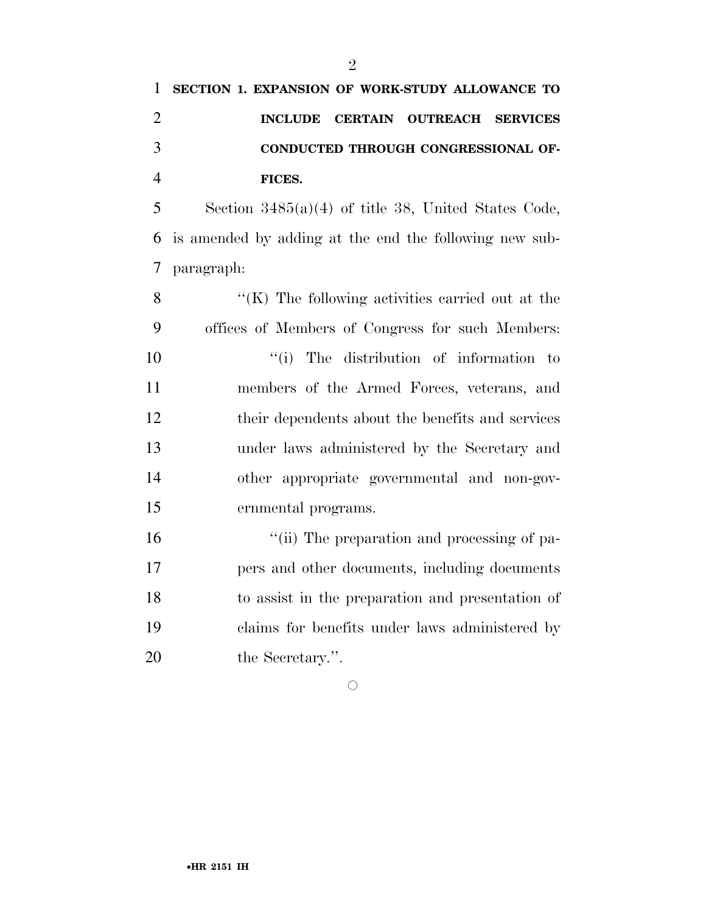**SECTION 1. EXPANSION OF WORK-STUDY ALLOWANCE TO INCLUDE CERTAIN OUTREACH SERVICES CONDUCTED THROUGH CONGRESSIONAL OFFICES.**

Section 3485(a)(4) of title 38, United States Code, is amended by adding at the end the following new subparagraph:

"(K) The following activities carried out at the offices of Members of Congress for such Members:

"(i) The distribution of information to members of the Armed Forces, veterans, and their dependents about the benefits and services under laws administered by the Secretary and other appropriate governmental and non-governmental programs.

"(ii) The preparation and processing of papers and other documents, including documents to assist in the preparation and presentation of claims for benefits under laws administered by the Secretary.".

○